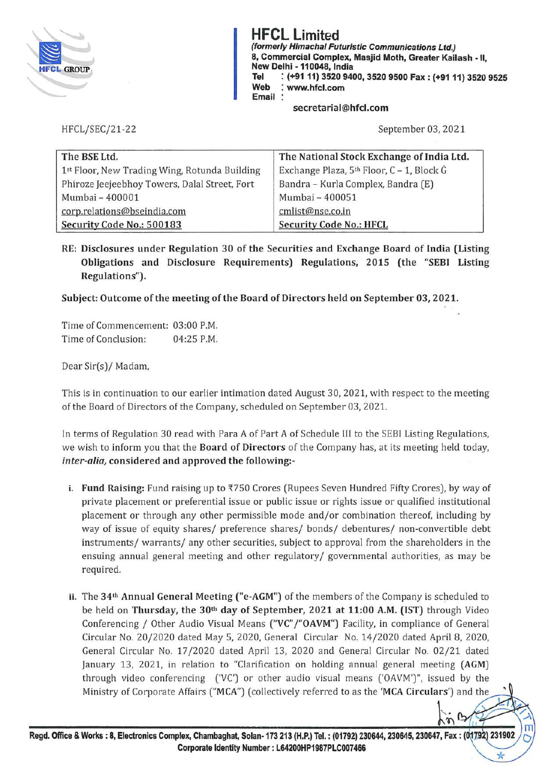# HFCL Limited

*(formerly Himachal Futuristic Communications Ltd.)*
8, Commercial Complex, Masjid Moth, Greater Kailash - II,
New Delhi - 110048, India
Tel : (+91 11) 3520 9400, 3520 9500 Fax : (+91 11) 3520 9525
Web : www.hfcl.com
Email : secretarial@hfcl.com

HFCL/SEC/21-22

September 03, 2021

| The BSE Ltd. | The National Stock Exchange of India Ltd. |
|---|---|
| 1st Floor, New Trading Wing, Rotunda Building | Exchange Plaza, 5th Floor, C – 1, Block G |
| Phiroze Jeejeebhoy Towers, Dalal Street, Fort | Bandra – Kurla Complex, Bandra (E) |
| Mumbai – 400001 | Mumbai – 400051 |
| corp.relations@bseindia.com | cmlist@nse.co.in |
| Security Code No.: 500183 | Security Code No.: HFCL |

**RE: Disclosures under Regulation 30 of the Securities and Exchange Board of India (Listing Obligations and Disclosure Requirements) Regulations, 2015 (the "SEBI Listing Regulations").**

**Subject: Outcome of the meeting of the Board of Directors held on September 03, 2021.**

Time of Commencement: 03:00 P.M.
Time of Conclusion: 04:25 P.M.

Dear Sir(s)/ Madam,

This is in continuation to our earlier intimation dated August 30, 2021, with respect to the meeting of the Board of Directors of the Company, scheduled on September 03, 2021.

In terms of Regulation 30 read with Para A of Part A of Schedule III to the SEBI Listing Regulations, we wish to inform you that the **Board of Directors** of the Company has, at its meeting held today, ***inter-alia*, considered and approved the following:-**

i. **Fund Raising:** Fund raising up to ₹750 Crores (Rupees Seven Hundred Fifty Crores), by way of private placement or preferential issue or public issue or rights issue or qualified institutional placement or through any other permissible mode and/or combination thereof, including by way of issue of equity shares/ preference shares/ bonds/ debentures/ non-convertible debt instruments/ warrants/ any other securities, subject to approval from the shareholders in the ensuing annual general meeting and other regulatory/ governmental authorities, as may be required.

ii. The **34th Annual General Meeting ("e-AGM")** of the members of the Company is scheduled to be held on **Thursday, the 30th day of September, 2021 at 11:00 A.M. (IST)** through Video Conferencing / Other Audio Visual Means **("VC"/"OAVM")** Facility, in compliance of General Circular No. 20/2020 dated May 5, 2020, General Circular No. 14/2020 dated April 8, 2020, General Circular No. 17/2020 dated April 13, 2020 and General Circular No. 02/21 dated January 13, 2021, in relation to "Clarification on holding annual general meeting (AGM) through video conferencing ('VC') or other audio visual means ('OAVM')", issued by the Ministry of Corporate Affairs ("MCA") (collectively referred to as the '**MCA Circulars**') and the

Regd. Office & Works : 8, Electronics Complex, Chambaghat, Solan- 173 213 (H.P.) Tel.: (01792) 230644, 230645, 230647, Fax : (01792) 231902
Corporate Identity Number : L64200HP1987PLC007466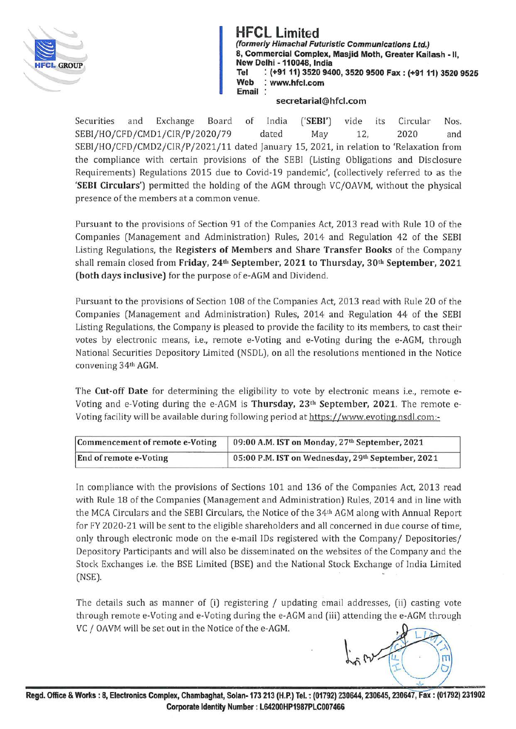Securities and Exchange Board of India ('**SEBI**') vide its Circular Nos. SEBI/HO/CFD/CMD1/CIR/P/2020/79 dated May 12, 2020 and SEBI/HO/CFD/CMD2/CIR/P/2021/11 dated January 15, 2021, in relation to 'Relaxation from the compliance with certain provisions of the SEBI (Listing Obligations and Disclosure Requirements) Regulations 2015 due to Covid-19 pandemic', (collectively referred to as the '**SEBI Circulars**') permitted the holding of the AGM through VC/OAVM, without the physical presence of the members at a common venue.

Pursuant to the provisions of Section 91 of the Companies Act, 2013 read with Rule 10 of the Companies (Management and Administration) Rules, 2014 and Regulation 42 of the SEBI Listing Regulations, the **Registers of Members and Share Transfer Books** of the Company shall remain closed from **Friday, 24th September, 2021 to Thursday, 30th September, 2021 (both days inclusive)** for the purpose of e-AGM and Dividend.

Pursuant to the provisions of Section 108 of the Companies Act, 2013 read with Rule 20 of the Companies (Management and Administration) Rules, 2014 and Regulation 44 of the SEBI Listing Regulations, the Company is pleased to provide the facility to its members, to cast their votes by electronic means, i.e., remote e-Voting and e-Voting during the e-AGM, through National Securities Depository Limited (NSDL), on all the resolutions mentioned in the Notice convening 34th AGM.

The **Cut-off Date** for determining the eligibility to vote by electronic means i.e., remote e-Voting and e-Voting during the e-AGM is **Thursday, 23th September, 2021**. The remote e-Voting facility will be available during following period at https://www.evoting.nsdl.com:-

| Commencement of remote e-Voting | 09:00 A.M. IST on Monday, 27th September, 2021 |
|---|---|
| End of remote e-Voting | 05:00 P.M. IST on Wednesday, 29th September, 2021 |

In compliance with the provisions of Sections 101 and 136 of the Companies Act, 2013 read with Rule 18 of the Companies (Management and Administration) Rules, 2014 and in line with the MCA Circulars and the SEBI Circulars, the Notice of the 34th AGM along with Annual Report for FY 2020-21 will be sent to the eligible shareholders and all concerned in due course of time, only through electronic mode on the e-mail IDs registered with the Company/ Depositories/ Depository Participants and will also be disseminated on the websites of the Company and the Stock Exchanges i.e. the BSE Limited (BSE) and the National Stock Exchange of India Limited (NSE).

The details such as manner of (i) registering / updating email addresses, (ii) casting vote through remote e-Voting and e-Voting during the e-AGM and (iii) attending the e-AGM through VC / OAVM will be set out in the Notice of the e-AGM.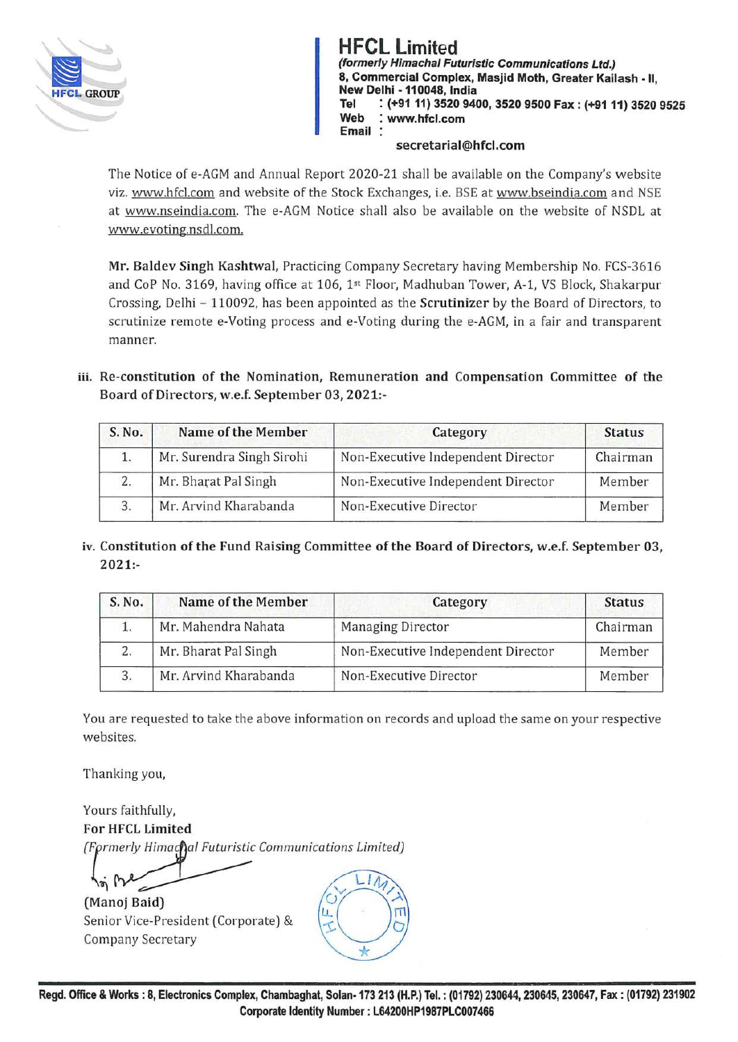The Notice of e-AGM and Annual Report 2020-21 shall be available on the Company's website viz. www.hfcl.com and website of the Stock Exchanges, i.e. BSE at www.bseindia.com and NSE at www.nseindia.com. The e-AGM Notice shall also be available on the website of NSDL at www.evoting.nsdl.com.

**Mr. Baldev Singh Kashtwal**, Practicing Company Secretary having Membership No. FCS-3616 and CoP No. 3169, having office at 106, 1st Floor, Madhuban Tower, A-1, VS Block, Shakarpur Crossing, Delhi – 110092, has been appointed as the **Scrutinizer** by the Board of Directors, to scrutinize remote e-Voting process and e-Voting during the e-AGM, in a fair and transparent manner.

iii. **Re-constitution of the Nomination, Remuneration and Compensation Committee of the Board of Directors, w.e.f. September 03, 2021:-**

| S. No. | Name of the Member | Category | Status |
|---|---|---|---|
| 1. | Mr. Surendra Singh Sirohi | Non-Executive Independent Director | Chairman |
| 2. | Mr. Bharat Pal Singh | Non-Executive Independent Director | Member |
| 3. | Mr. Arvind Kharabanda | Non-Executive Director | Member |

iv. **Constitution of the Fund Raising Committee of the Board of Directors, w.e.f. September 03, 2021:-**

| S. No. | Name of the Member | Category | Status |
|---|---|---|---|
| 1. | Mr. Mahendra Nahata | Managing Director | Chairman |
| 2. | Mr. Bharat Pal Singh | Non-Executive Independent Director | Member |
| 3. | Mr. Arvind Kharabanda | Non-Executive Director | Member |

You are requested to take the above information on records and upload the same on your respective websites.

Thanking you,

Yours faithfully,
**For HFCL Limited**
*(Formerly Himachal Futuristic Communications Limited)*

(Manoj Baid)
Senior Vice-President (Corporate) &
Company Secretary